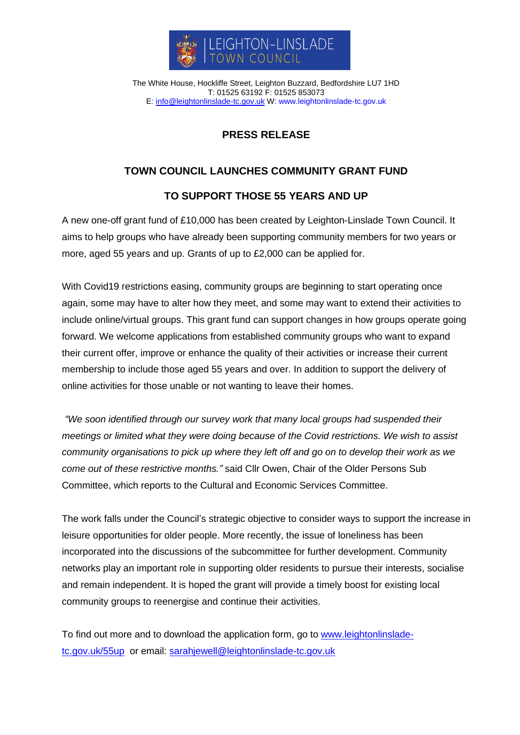LEIGHTON-LINSLADE TOWN COUNCIL

The White House, Hockliffe Street, Leighton Buzzard, Bedfordshire LU7 1HD
T: 01525 63192 F: 01525 853073
E: info@leightonlinslade-tc.gov.uk W: www.leightonlinslade-tc.gov.uk

# PRESS RELEASE

## TOWN COUNCIL LAUNCHES COMMUNITY GRANT FUND

## TO SUPPORT THOSE 55 YEARS AND UP

A new one-off grant fund of £10,000 has been created by Leighton-Linslade Town Council. It aims to help groups who have already been supporting community members for two years or more, aged 55 years and up. Grants of up to £2,000 can be applied for.

With Covid19 restrictions easing, community groups are beginning to start operating once again, some may have to alter how they meet, and some may want to extend their activities to include online/virtual groups. This grant fund can support changes in how groups operate going forward. We welcome applications from established community groups who want to expand their current offer, improve or enhance the quality of their activities or increase their current membership to include those aged 55 years and over. In addition to support the delivery of online activities for those unable or not wanting to leave their homes.

*"We soon identified through our survey work that many local groups had suspended their meetings or limited what they were doing because of the Covid restrictions. We wish to assist community organisations to pick up where they left off and go on to develop their work as we come out of these restrictive months."* said Cllr Owen, Chair of the Older Persons Sub Committee, which reports to the Cultural and Economic Services Committee.

The work falls under the Council's strategic objective to consider ways to support the increase in leisure opportunities for older people. More recently, the issue of loneliness has been incorporated into the discussions of the subcommittee for further development. Community networks play an important role in supporting older residents to pursue their interests, socialise and remain independent. It is hoped the grant will provide a timely boost for existing local community groups to reenergise and continue their activities.

To find out more and to download the application form, go to www.leightonlinslade-tc.gov.uk/55up or email: sarahjewell@leightonlinslade-tc.gov.uk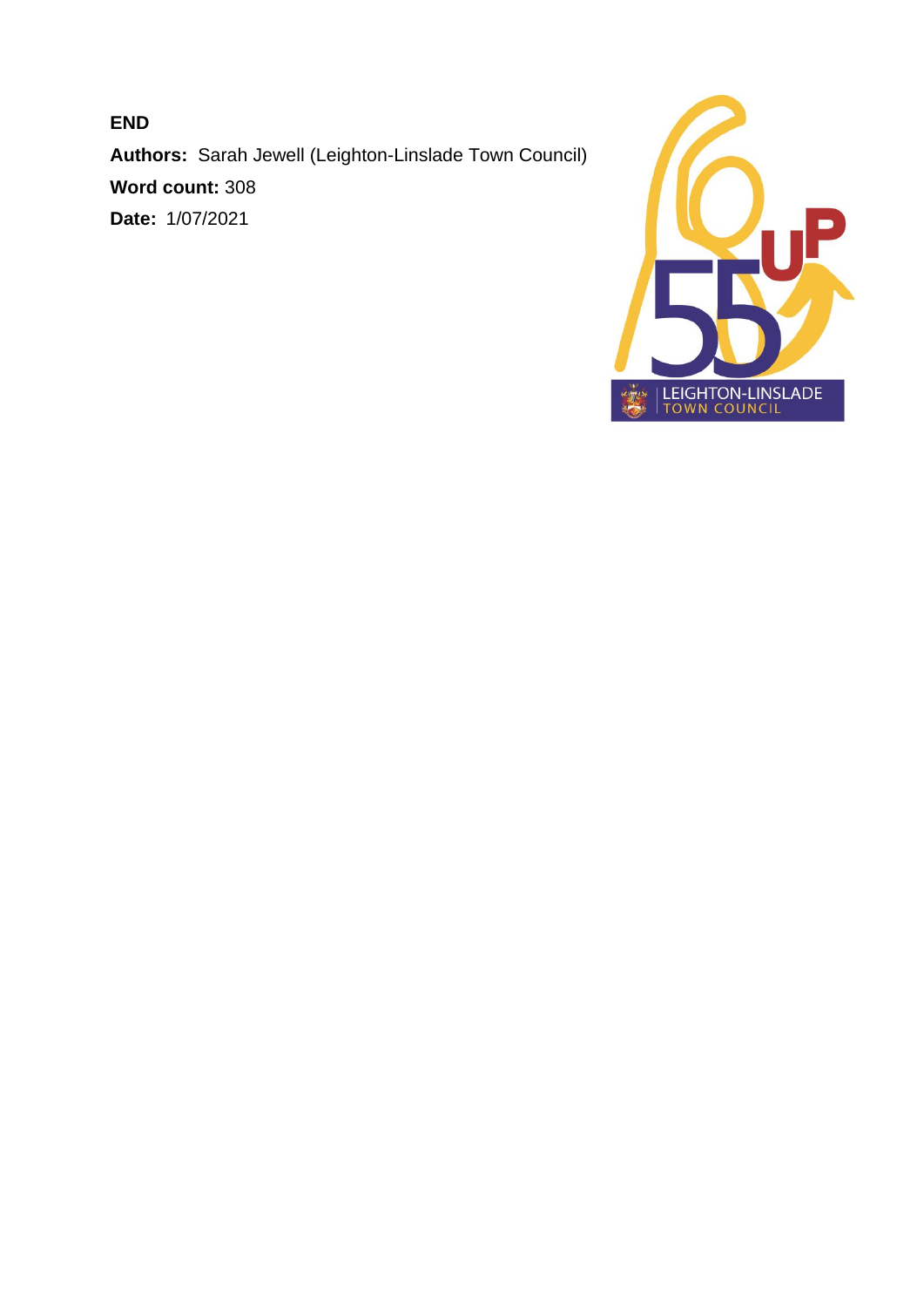**END**

**Authors:** Sarah Jewell (Leighton-Linslade Town Council)

**Word count:** 308

**Date:** 1/07/2021